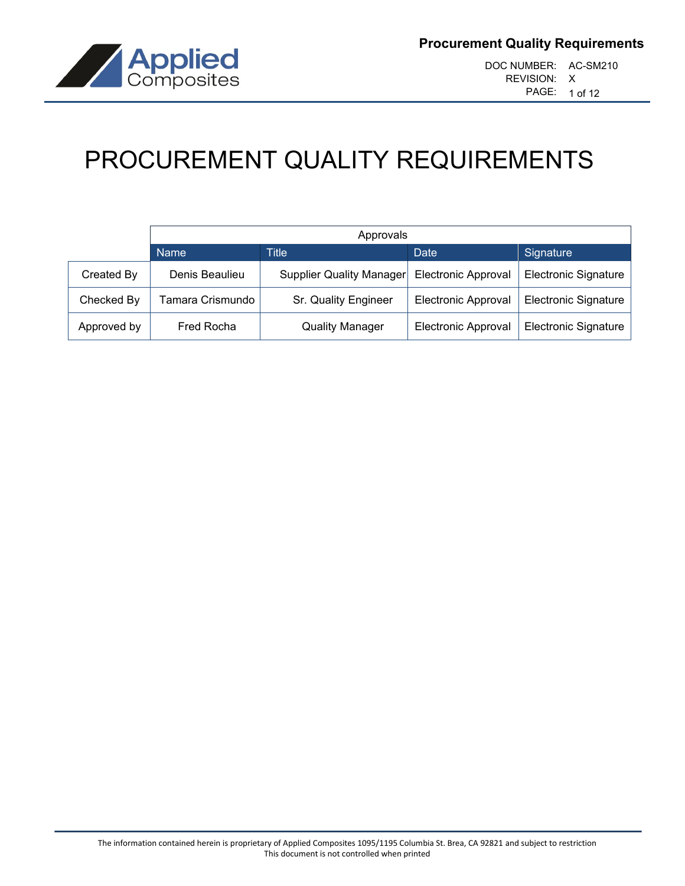# PROCUREMENT QUALITY REQUIREMENTS

| | Approvals | | | |
|---|---|---|---|---|
| | Name | Title | Date | Signature |
| Created By | Denis Beaulieu | Supplier Quality Manager | Electronic Approval | Electronic Signature |
| Checked By | Tamara Crismundo | Sr. Quality Engineer | Electronic Approval | Electronic Signature |
| Approved by | Fred Rocha | Quality Manager | Electronic Approval | Electronic Signature |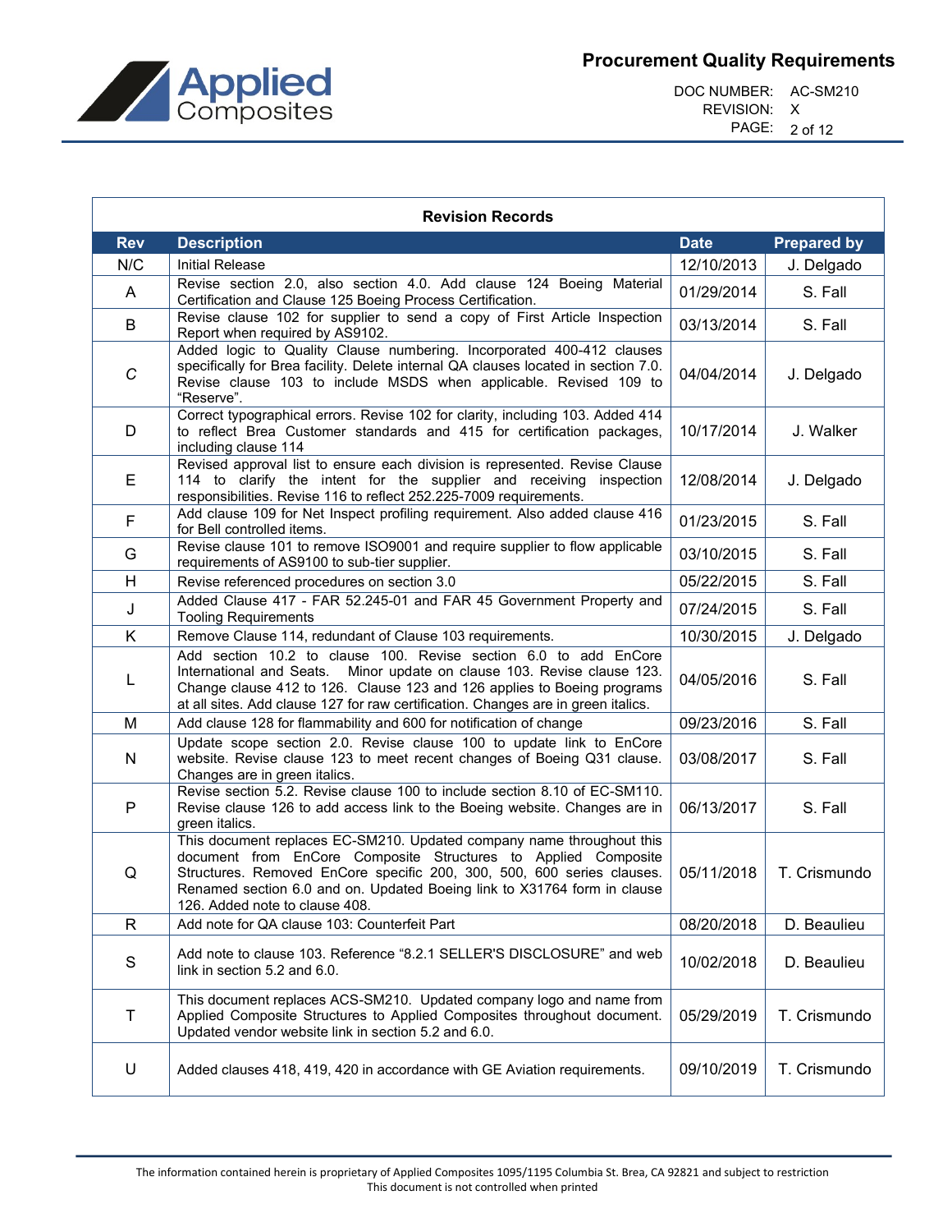| Revision Records | | | |
|---|---|---|---|
| **Rev** | **Description** | **Date** | **Prepared by** |
| N/C | Initial Release | 12/10/2013 | J. Delgado |
| A | Revise section 2.0, also section 4.0. Add clause 124 Boeing Material Certification and Clause 125 Boeing Process Certification. | 01/29/2014 | S. Fall |
| B | Revise clause 102 for supplier to send a copy of First Article Inspection Report when required by AS9102. | 03/13/2014 | S. Fall |
| C | Added logic to Quality Clause numbering. Incorporated 400-412 clauses specifically for Brea facility. Delete internal QA clauses located in section 7.0. Revise clause 103 to include MSDS when applicable. Revised 109 to "Reserve". | 04/04/2014 | J. Delgado |
| D | Correct typographical errors. Revise 102 for clarity, including 103. Added 414 to reflect Brea Customer standards and 415 for certification packages, including clause 114 | 10/17/2014 | J. Walker |
| E | Revised approval list to ensure each division is represented. Revise Clause 114 to clarify the intent for the supplier and receiving inspection responsibilities. Revise 116 to reflect 252.225-7009 requirements. | 12/08/2014 | J. Delgado |
| F | Add clause 109 for Net Inspect profiling requirement. Also added clause 416 for Bell controlled items. | 01/23/2015 | S. Fall |
| G | Revise clause 101 to remove ISO9001 and require supplier to flow applicable requirements of AS9100 to sub-tier supplier. | 03/10/2015 | S. Fall |
| H | Revise referenced procedures on section 3.0 | 05/22/2015 | S. Fall |
| J | Added Clause 417 - FAR 52.245-01 and FAR 45 Government Property and Tooling Requirements | 07/24/2015 | S. Fall |
| K | Remove Clause 114, redundant of Clause 103 requirements. | 10/30/2015 | J. Delgado |
| L | Add section 10.2 to clause 100. Revise section 6.0 to add EnCore International and Seats. Minor update on clause 103. Revise clause 123. Change clause 412 to 126. Clause 123 and 126 applies to Boeing programs at all sites. Add clause 127 for raw certification. Changes are in green italics. | 04/05/2016 | S. Fall |
| M | Add clause 128 for flammability and 600 for notification of change | 09/23/2016 | S. Fall |
| N | Update scope section 2.0. Revise clause 100 to update link to EnCore website. Revise clause 123 to meet recent changes of Boeing Q31 clause. Changes are in green italics. | 03/08/2017 | S. Fall |
| P | Revise section 5.2. Revise clause 100 to include section 8.10 of EC-SM110. Revise clause 126 to add access link to the Boeing website. Changes are in green italics. | 06/13/2017 | S. Fall |
| Q | This document replaces EC-SM210. Updated company name throughout this document from EnCore Composite Structures to Applied Composite Structures. Removed EnCore specific 200, 300, 500, 600 series clauses. Renamed section 6.0 and on. Updated Boeing link to X31764 form in clause 126. Added note to clause 408. | 05/11/2018 | T. Crismundo |
| R | Add note for QA clause 103: Counterfeit Part | 08/20/2018 | D. Beaulieu |
| S | Add note to clause 103. Reference "8.2.1 SELLER'S DISCLOSURE" and web link in section 5.2 and 6.0. | 10/02/2018 | D. Beaulieu |
| T | This document replaces ACS-SM210. Updated company logo and name from Applied Composite Structures to Applied Composites throughout document. Updated vendor website link in section 5.2 and 6.0. | 05/29/2019 | T. Crismundo |
| U | Added clauses 418, 419, 420 in accordance with GE Aviation requirements. | 09/10/2019 | T. Crismundo |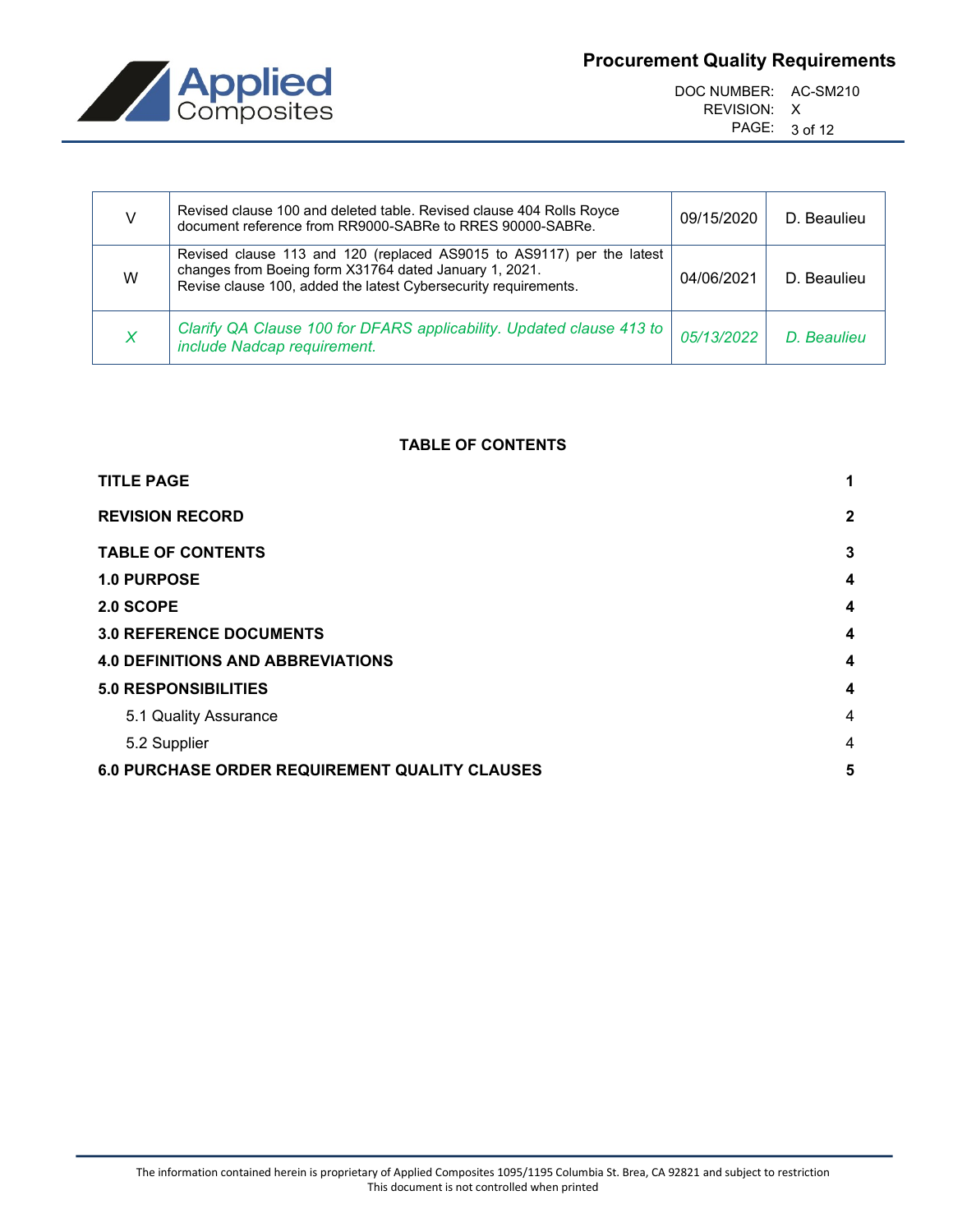| V | Revised clause 100 and deleted table. Revised clause 404 Rolls Royce document reference from RR9000-SABRe to RRES 90000-SABRe. | 09/15/2020 | D. Beaulieu |
|---|---|---|---|
| W | Revised clause 113 and 120 (replaced AS9015 to AS9117) per the latest changes from Boeing form X31764 dated January 1, 2021. Revise clause 100, added the latest Cybersecurity requirements. | 04/06/2021 | D. Beaulieu |
| *X* | *Clarify QA Clause 100 for DFARS applicability. Updated clause 413 to include Nadcap requirement.* | *05/13/2022* | *D. Beaulieu* |

## TABLE OF CONTENTS

| | |
|---|---|
| **TITLE PAGE** | **1** |
| **REVISION RECORD** | **2** |
| **TABLE OF CONTENTS** | **3** |
| **1.0 PURPOSE** | **4** |
| **2.0 SCOPE** | **4** |
| **3.0 REFERENCE DOCUMENTS** | **4** |
| **4.0 DEFINITIONS AND ABBREVIATIONS** | **4** |
| **5.0 RESPONSIBILITIES** | **4** |
| 5.1 Quality Assurance | 4 |
| 5.2 Supplier | 4 |
| **6.0 PURCHASE ORDER REQUIREMENT QUALITY CLAUSES** | **5** |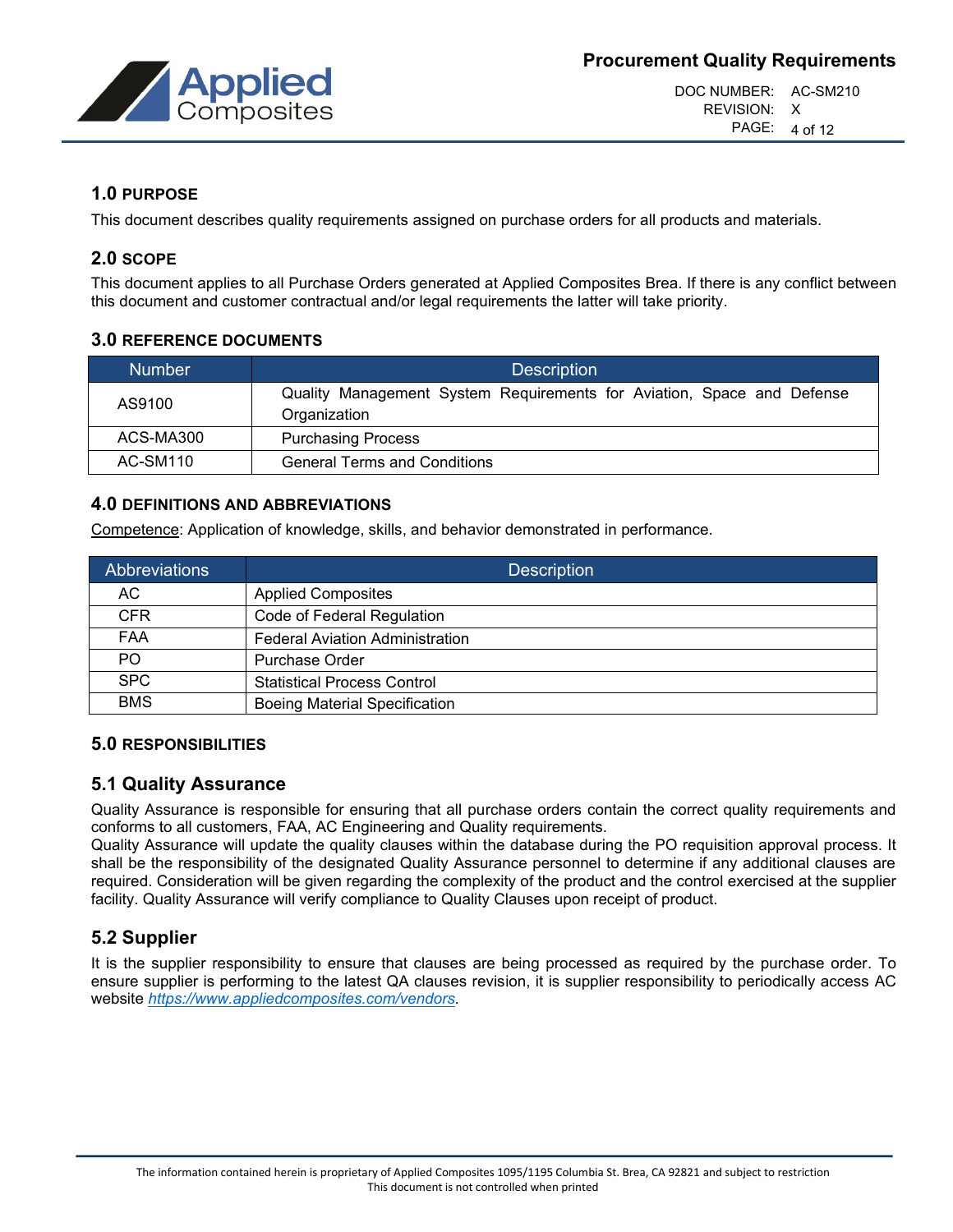## 1.0 PURPOSE

This document describes quality requirements assigned on purchase orders for all products and materials.

## 2.0 SCOPE

This document applies to all Purchase Orders generated at Applied Composites Brea. If there is any conflict between this document and customer contractual and/or legal requirements the latter will take priority.

## 3.0 REFERENCE DOCUMENTS

| Number | Description |
|---|---|
| AS9100 | Quality Management System Requirements for Aviation, Space and Defense Organization |
| ACS-MA300 | Purchasing Process |
| AC-SM110 | General Terms and Conditions |

## 4.0 DEFINITIONS AND ABBREVIATIONS

Competence: Application of knowledge, skills, and behavior demonstrated in performance.

| Abbreviations | Description |
|---|---|
| AC | Applied Composites |
| CFR | Code of Federal Regulation |
| FAA | Federal Aviation Administration |
| PO | Purchase Order |
| SPC | Statistical Process Control |
| BMS | Boeing Material Specification |

## 5.0 RESPONSIBILITIES

### 5.1 Quality Assurance

Quality Assurance is responsible for ensuring that all purchase orders contain the correct quality requirements and conforms to all customers, FAA, AC Engineering and Quality requirements.
Quality Assurance will update the quality clauses within the database during the PO requisition approval process. It shall be the responsibility of the designated Quality Assurance personnel to determine if any additional clauses are required. Consideration will be given regarding the complexity of the product and the control exercised at the supplier facility. Quality Assurance will verify compliance to Quality Clauses upon receipt of product.

### 5.2 Supplier

It is the supplier responsibility to ensure that clauses are being processed as required by the purchase order. To ensure supplier is performing to the latest QA clauses revision, it is supplier responsibility to periodically access AC website *https://www.appliedcomposites.com/vendors*.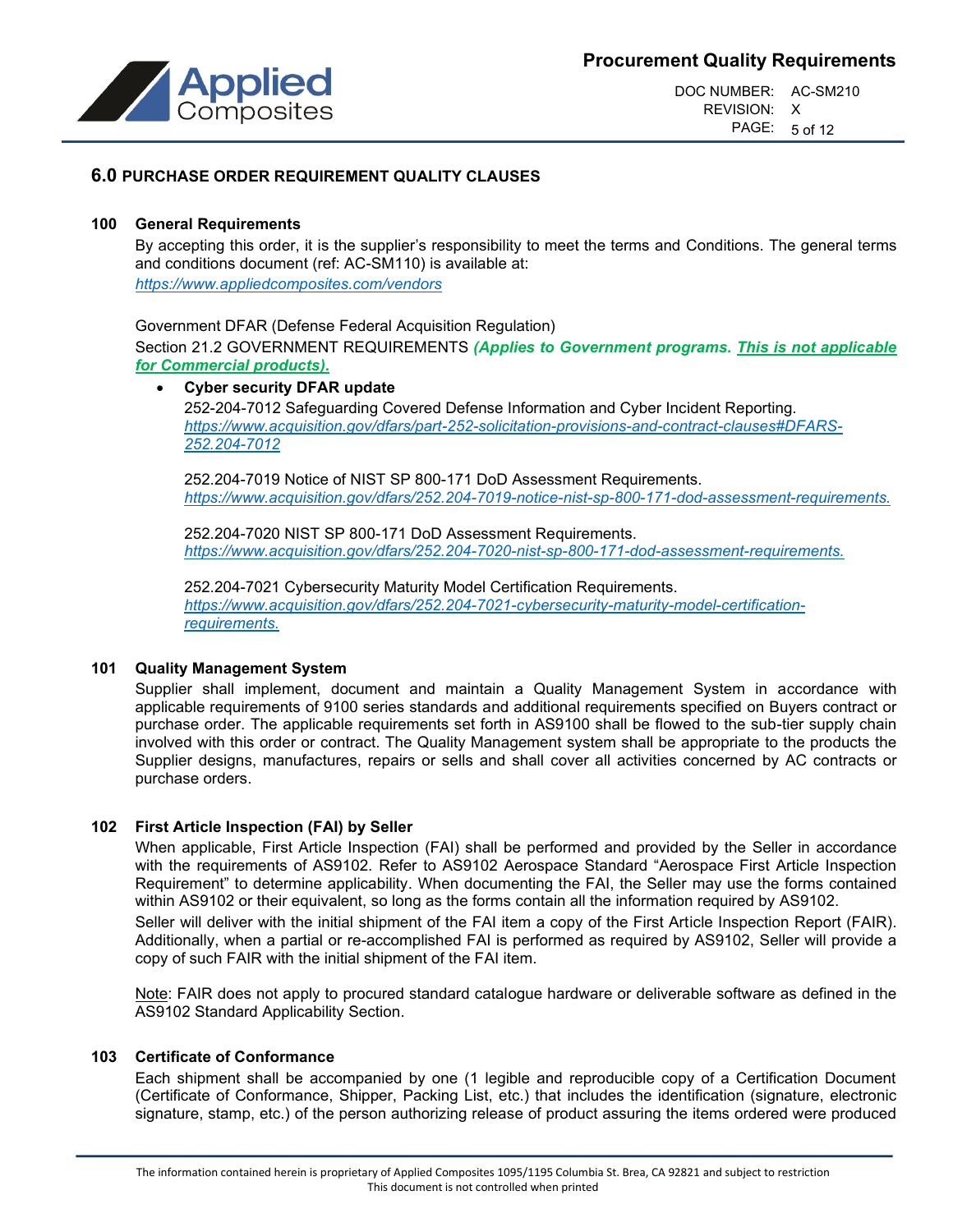## 6.0 PURCHASE ORDER REQUIREMENT QUALITY CLAUSES

### 100 General Requirements

By accepting this order, it is the supplier's responsibility to meet the terms and Conditions. The general terms and conditions document (ref: AC-SM110) is available at:
https://www.appliedcomposites.com/vendors

Government DFAR (Defense Federal Acquisition Regulation)
Section 21.2 GOVERNMENT REQUIREMENTS ***(Applies to Government programs. This is not applicable for Commercial products).***

- **Cyber security DFAR update**

  252-204-7012 Safeguarding Covered Defense Information and Cyber Incident Reporting.
  https://www.acquisition.gov/dfars/part-252-solicitation-provisions-and-contract-clauses#DFARS-252.204-7012

  252.204-7019 Notice of NIST SP 800-171 DoD Assessment Requirements.
  https://www.acquisition.gov/dfars/252.204-7019-notice-nist-sp-800-171-dod-assessment-requirements.

  252.204-7020 NIST SP 800-171 DoD Assessment Requirements.
  https://www.acquisition.gov/dfars/252.204-7020-nist-sp-800-171-dod-assessment-requirements.

  252.204-7021 Cybersecurity Maturity Model Certification Requirements.
  https://www.acquisition.gov/dfars/252.204-7021-cybersecurity-maturity-model-certification-requirements.

### 101 Quality Management System

Supplier shall implement, document and maintain a Quality Management System in accordance with applicable requirements of 9100 series standards and additional requirements specified on Buyers contract or purchase order. The applicable requirements set forth in AS9100 shall be flowed to the sub-tier supply chain involved with this order or contract. The Quality Management system shall be appropriate to the products the Supplier designs, manufactures, repairs or sells and shall cover all activities concerned by AC contracts or purchase orders.

### 102 First Article Inspection (FAI) by Seller

When applicable, First Article Inspection (FAI) shall be performed and provided by the Seller in accordance with the requirements of AS9102. Refer to AS9102 Aerospace Standard "Aerospace First Article Inspection Requirement" to determine applicability. When documenting the FAI, the Seller may use the forms contained within AS9102 or their equivalent, so long as the forms contain all the information required by AS9102.

Seller will deliver with the initial shipment of the FAI item a copy of the First Article Inspection Report (FAIR). Additionally, when a partial or re-accomplished FAI is performed as required by AS9102, Seller will provide a copy of such FAIR with the initial shipment of the FAI item.

Note: FAIR does not apply to procured standard catalogue hardware or deliverable software as defined in the AS9102 Standard Applicability Section.

### 103 Certificate of Conformance

Each shipment shall be accompanied by one (1 legible and reproducible copy of a Certification Document (Certificate of Conformance, Shipper, Packing List, etc.) that includes the identification (signature, electronic signature, stamp, etc.) of the person authorizing release of product assuring the items ordered were produced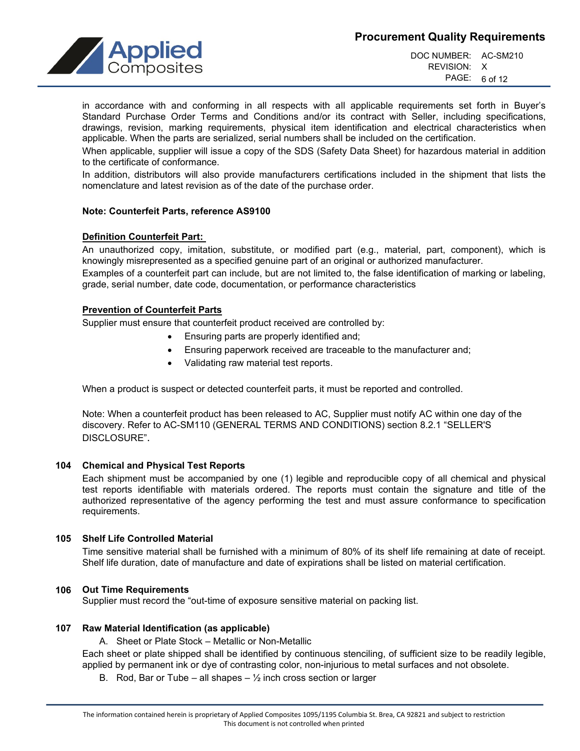in accordance with and conforming in all respects with all applicable requirements set forth in Buyer's Standard Purchase Order Terms and Conditions and/or its contract with Seller, including specifications, drawings, revision, marking requirements, physical item identification and electrical characteristics when applicable. When the parts are serialized, serial numbers shall be included on the certification.

When applicable, supplier will issue a copy of the SDS (Safety Data Sheet) for hazardous material in addition to the certificate of conformance.

In addition, distributors will also provide manufacturers certifications included in the shipment that lists the nomenclature and latest revision as of the date of the purchase order.

**Note: Counterfeit Parts, reference AS9100**

**Definition Counterfeit Part:**

An unauthorized copy, imitation, substitute, or modified part (e.g., material, part, component), which is knowingly misrepresented as a specified genuine part of an original or authorized manufacturer.

Examples of a counterfeit part can include, but are not limited to, the false identification of marking or labeling, grade, serial number, date code, documentation, or performance characteristics

**Prevention of Counterfeit Parts**

Supplier must ensure that counterfeit product received are controlled by:

- Ensuring parts are properly identified and;
- Ensuring paperwork received are traceable to the manufacturer and;
- Validating raw material test reports.

When a product is suspect or detected counterfeit parts, it must be reported and controlled.

Note: When a counterfeit product has been released to AC, Supplier must notify AC within one day of the discovery. Refer to AC-SM110 (GENERAL TERMS AND CONDITIONS) section 8.2.1 "SELLER'S DISCLOSURE".

## 104 Chemical and Physical Test Reports

Each shipment must be accompanied by one (1) legible and reproducible copy of all chemical and physical test reports identifiable with materials ordered. The reports must contain the signature and title of the authorized representative of the agency performing the test and must assure conformance to specification requirements.

## 105 Shelf Life Controlled Material

Time sensitive material shall be furnished with a minimum of 80% of its shelf life remaining at date of receipt. Shelf life duration, date of manufacture and date of expirations shall be listed on material certification.

## 106 Out Time Requirements

Supplier must record the "out-time of exposure sensitive material on packing list.

## 107 Raw Material Identification (as applicable)

A. Sheet or Plate Stock – Metallic or Non-Metallic

Each sheet or plate shipped shall be identified by continuous stenciling, of sufficient size to be readily legible, applied by permanent ink or dye of contrasting color, non-injurious to metal surfaces and not obsolete.

B. Rod, Bar or Tube – all shapes – ½ inch cross section or larger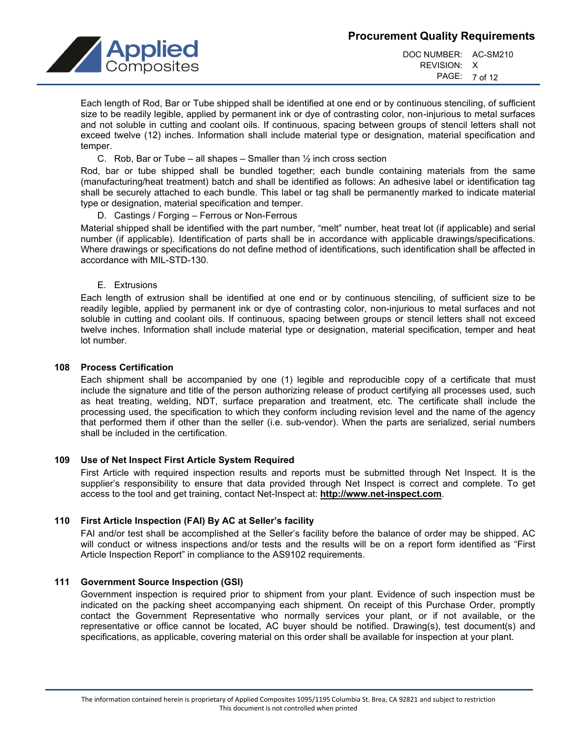Each length of Rod, Bar or Tube shipped shall be identified at one end or by continuous stenciling, of sufficient size to be readily legible, applied by permanent ink or dye of contrasting color, non-injurious to metal surfaces and not soluble in cutting and coolant oils. If continuous, spacing between groups of stencil letters shall not exceed twelve (12) inches. Information shall include material type or designation, material specification and temper.

C. Rob, Bar or Tube – all shapes – Smaller than ½ inch cross section

Rod, bar or tube shipped shall be bundled together; each bundle containing materials from the same (manufacturing/heat treatment) batch and shall be identified as follows: An adhesive label or identification tag shall be securely attached to each bundle. This label or tag shall be permanently marked to indicate material type or designation, material specification and temper.

D. Castings / Forging – Ferrous or Non-Ferrous

Material shipped shall be identified with the part number, "melt" number, heat treat lot (if applicable) and serial number (if applicable). Identification of parts shall be in accordance with applicable drawings/specifications. Where drawings or specifications do not define method of identifications, such identification shall be affected in accordance with MIL-STD-130.

E. Extrusions

Each length of extrusion shall be identified at one end or by continuous stenciling, of sufficient size to be readily legible, applied by permanent ink or dye of contrasting color, non-injurious to metal surfaces and not soluble in cutting and coolant oils. If continuous, spacing between groups or stencil letters shall not exceed twelve inches. Information shall include material type or designation, material specification, temper and heat lot number.

## 108 Process Certification

Each shipment shall be accompanied by one (1) legible and reproducible copy of a certificate that must include the signature and title of the person authorizing release of product certifying all processes used, such as heat treating, welding, NDT, surface preparation and treatment, etc. The certificate shall include the processing used, the specification to which they conform including revision level and the name of the agency that performed them if other than the seller (i.e. sub-vendor). When the parts are serialized, serial numbers shall be included in the certification.

## 109 Use of Net Inspect First Article System Required

First Article with required inspection results and reports must be submitted through Net Inspect. It is the supplier's responsibility to ensure that data provided through Net Inspect is correct and complete. To get access to the tool and get training, contact Net-Inspect at: **http://www.net-inspect.com**.

## 110 First Article Inspection (FAI) By AC at Seller's facility

FAI and/or test shall be accomplished at the Seller's facility before the balance of order may be shipped. AC will conduct or witness inspections and/or tests and the results will be on a report form identified as "First Article Inspection Report" in compliance to the AS9102 requirements.

## 111 Government Source Inspection (GSI)

Government inspection is required prior to shipment from your plant. Evidence of such inspection must be indicated on the packing sheet accompanying each shipment. On receipt of this Purchase Order, promptly contact the Government Representative who normally services your plant, or if not available, or the representative or office cannot be located, AC buyer should be notified. Drawing(s), test document(s) and specifications, as applicable, covering material on this order shall be available for inspection at your plant.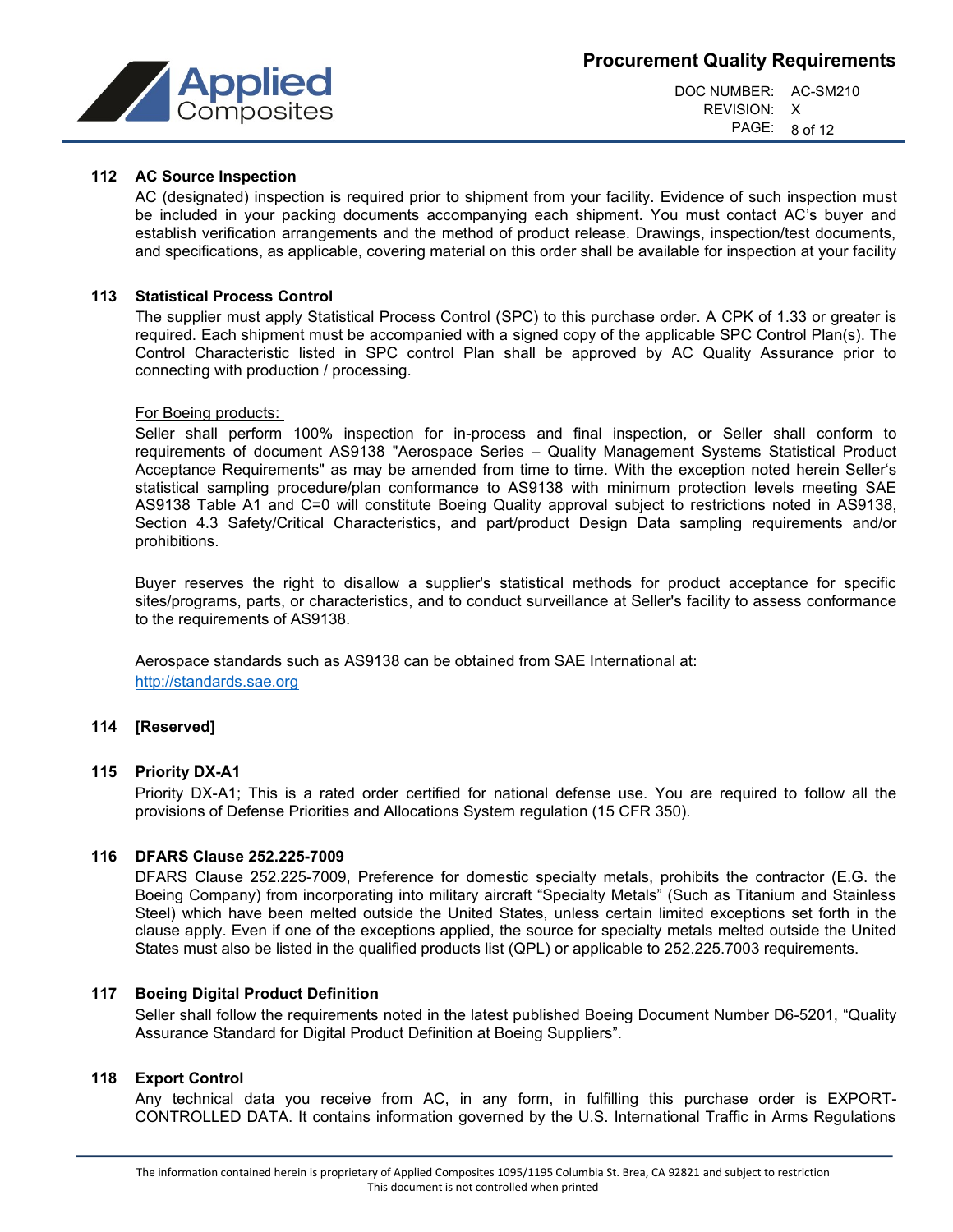### 112 AC Source Inspection

AC (designated) inspection is required prior to shipment from your facility. Evidence of such inspection must be included in your packing documents accompanying each shipment. You must contact AC's buyer and establish verification arrangements and the method of product release. Drawings, inspection/test documents, and specifications, as applicable, covering material on this order shall be available for inspection at your facility

### 113 Statistical Process Control

The supplier must apply Statistical Process Control (SPC) to this purchase order. A CPK of 1.33 or greater is required. Each shipment must be accompanied with a signed copy of the applicable SPC Control Plan(s). The Control Characteristic listed in SPC control Plan shall be approved by AC Quality Assurance prior to connecting with production / processing.

For Boeing products:

Seller shall perform 100% inspection for in-process and final inspection, or Seller shall conform to requirements of document AS9138 "Aerospace Series – Quality Management Systems Statistical Product Acceptance Requirements" as may be amended from time to time. With the exception noted herein Seller's statistical sampling procedure/plan conformance to AS9138 with minimum protection levels meeting SAE AS9138 Table A1 and C=0 will constitute Boeing Quality approval subject to restrictions noted in AS9138, Section 4.3 Safety/Critical Characteristics, and part/product Design Data sampling requirements and/or prohibitions.

Buyer reserves the right to disallow a supplier's statistical methods for product acceptance for specific sites/programs, parts, or characteristics, and to conduct surveillance at Seller's facility to assess conformance to the requirements of AS9138.

Aerospace standards such as AS9138 can be obtained from SAE International at:
http://standards.sae.org

### 114 [Reserved]

### 115 Priority DX-A1

Priority DX-A1; This is a rated order certified for national defense use. You are required to follow all the provisions of Defense Priorities and Allocations System regulation (15 CFR 350).

### 116 DFARS Clause 252.225-7009

DFARS Clause 252.225-7009, Preference for domestic specialty metals, prohibits the contractor (E.G. the Boeing Company) from incorporating into military aircraft "Specialty Metals" (Such as Titanium and Stainless Steel) which have been melted outside the United States, unless certain limited exceptions set forth in the clause apply. Even if one of the exceptions applied, the source for specialty metals melted outside the United States must also be listed in the qualified products list (QPL) or applicable to 252.225.7003 requirements.

### 117 Boeing Digital Product Definition

Seller shall follow the requirements noted in the latest published Boeing Document Number D6-5201, "Quality Assurance Standard for Digital Product Definition at Boeing Suppliers".

### 118 Export Control

Any technical data you receive from AC, in any form, in fulfilling this purchase order is EXPORT-CONTROLLED DATA. It contains information governed by the U.S. International Traffic in Arms Regulations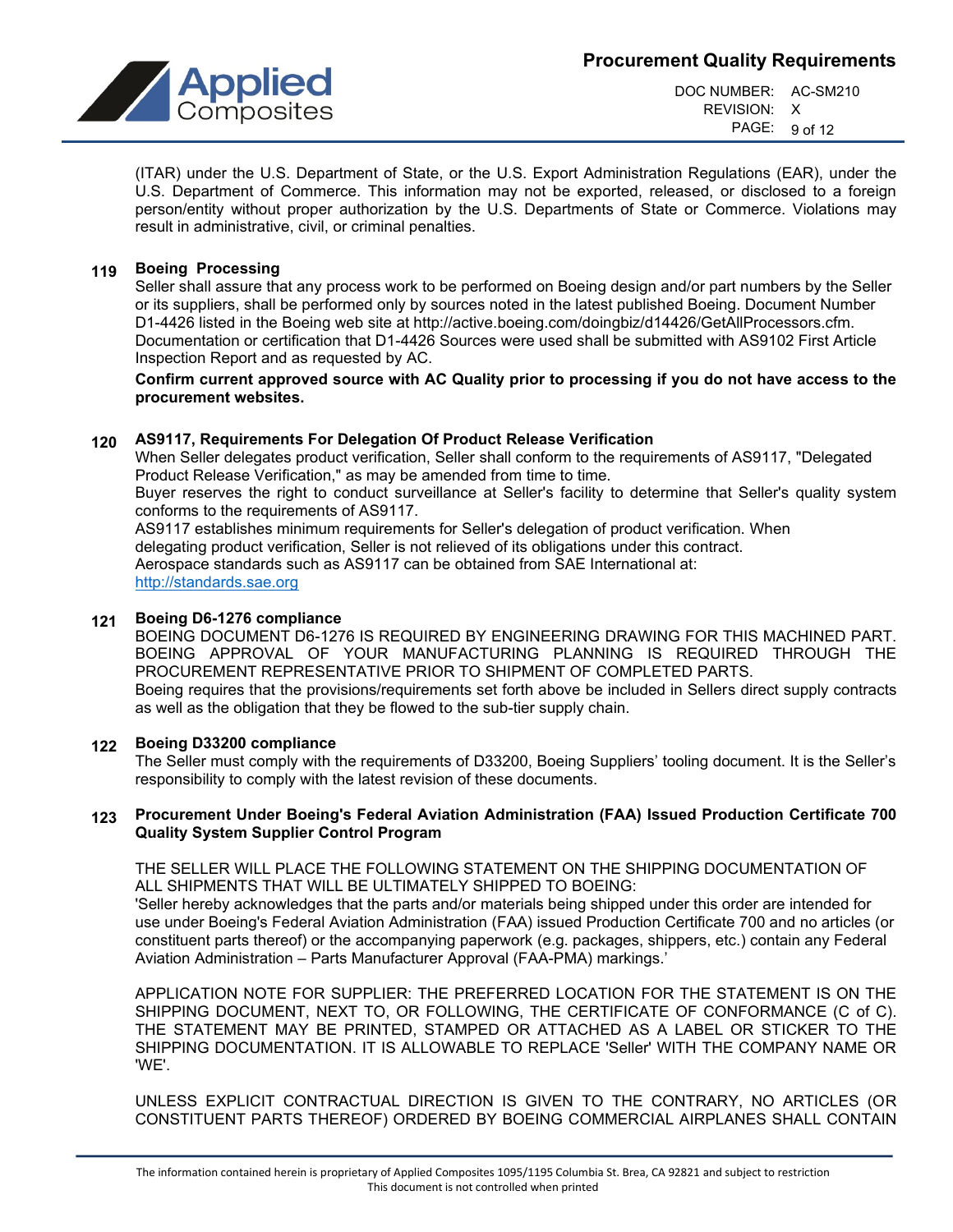(ITAR) under the U.S. Department of State, or the U.S. Export Administration Regulations (EAR), under the U.S. Department of Commerce. This information may not be exported, released, or disclosed to a foreign person/entity without proper authorization by the U.S. Departments of State or Commerce. Violations may result in administrative, civil, or criminal penalties.

**119 Boeing Processing**

Seller shall assure that any process work to be performed on Boeing design and/or part numbers by the Seller or its suppliers, shall be performed only by sources noted in the latest published Boeing. Document Number D1-4426 listed in the Boeing web site at http://active.boeing.com/doingbiz/d14426/GetAllProcessors.cfm. Documentation or certification that D1-4426 Sources were used shall be submitted with AS9102 First Article Inspection Report and as requested by AC.

**Confirm current approved source with AC Quality prior to processing if you do not have access to the procurement websites.**

**120 AS9117, Requirements For Delegation Of Product Release Verification**

When Seller delegates product verification, Seller shall conform to the requirements of AS9117, "Delegated Product Release Verification," as may be amended from time to time.
Buyer reserves the right to conduct surveillance at Seller's facility to determine that Seller's quality system conforms to the requirements of AS9117.
AS9117 establishes minimum requirements for Seller's delegation of product verification. When delegating product verification, Seller is not relieved of its obligations under this contract.
Aerospace standards such as AS9117 can be obtained from SAE International at:
http://standards.sae.org

**121 Boeing D6-1276 compliance**

BOEING DOCUMENT D6-1276 IS REQUIRED BY ENGINEERING DRAWING FOR THIS MACHINED PART. BOEING APPROVAL OF YOUR MANUFACTURING PLANNING IS REQUIRED THROUGH THE PROCUREMENT REPRESENTATIVE PRIOR TO SHIPMENT OF COMPLETED PARTS.
Boeing requires that the provisions/requirements set forth above be included in Sellers direct supply contracts as well as the obligation that they be flowed to the sub-tier supply chain.

**122 Boeing D33200 compliance**

The Seller must comply with the requirements of D33200, Boeing Suppliers' tooling document. It is the Seller's responsibility to comply with the latest revision of these documents.

**123 Procurement Under Boeing's Federal Aviation Administration (FAA) Issued Production Certificate 700 Quality System Supplier Control Program**

THE SELLER WILL PLACE THE FOLLOWING STATEMENT ON THE SHIPPING DOCUMENTATION OF ALL SHIPMENTS THAT WILL BE ULTIMATELY SHIPPED TO BOEING:
'Seller hereby acknowledges that the parts and/or materials being shipped under this order are intended for use under Boeing's Federal Aviation Administration (FAA) issued Production Certificate 700 and no articles (or constituent parts thereof) or the accompanying paperwork (e.g. packages, shippers, etc.) contain any Federal Aviation Administration – Parts Manufacturer Approval (FAA-PMA) markings.'

APPLICATION NOTE FOR SUPPLIER: THE PREFERRED LOCATION FOR THE STATEMENT IS ON THE SHIPPING DOCUMENT, NEXT TO, OR FOLLOWING, THE CERTIFICATE OF CONFORMANCE (C of C). THE STATEMENT MAY BE PRINTED, STAMPED OR ATTACHED AS A LABEL OR STICKER TO THE SHIPPING DOCUMENTATION. IT IS ALLOWABLE TO REPLACE 'Seller' WITH THE COMPANY NAME OR 'WE'.

UNLESS EXPLICIT CONTRACTUAL DIRECTION IS GIVEN TO THE CONTRARY, NO ARTICLES (OR CONSTITUENT PARTS THEREOF) ORDERED BY BOEING COMMERCIAL AIRPLANES SHALL CONTAIN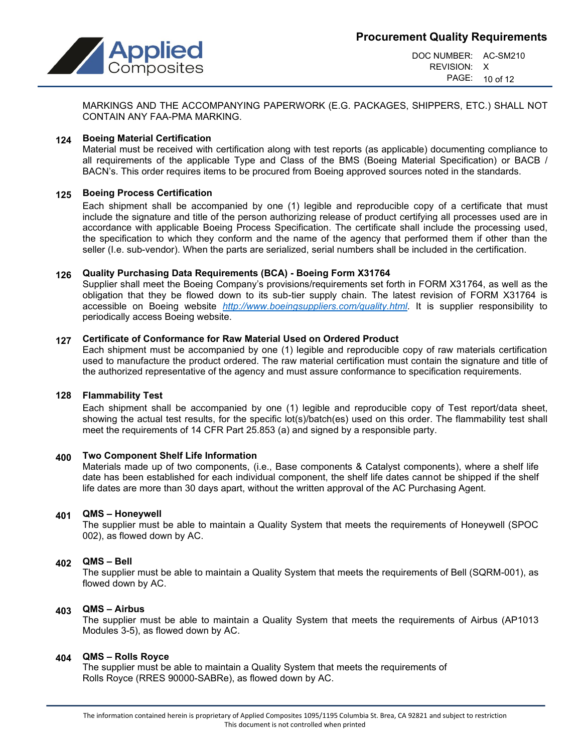MARKINGS AND THE ACCOMPANYING PAPERWORK (E.G. PACKAGES, SHIPPERS, ETC.) SHALL NOT CONTAIN ANY FAA-PMA MARKING.

**124 Boeing Material Certification**

Material must be received with certification along with test reports (as applicable) documenting compliance to all requirements of the applicable Type and Class of the BMS (Boeing Material Specification) or BACB / BACN's. This order requires items to be procured from Boeing approved sources noted in the standards.

**125 Boeing Process Certification**

Each shipment shall be accompanied by one (1) legible and reproducible copy of a certificate that must include the signature and title of the person authorizing release of product certifying all processes used are in accordance with applicable Boeing Process Specification. The certificate shall include the processing used, the specification to which they conform and the name of the agency that performed them if other than the seller (I.e. sub-vendor). When the parts are serialized, serial numbers shall be included in the certification.

**126 Quality Purchasing Data Requirements (BCA) - Boeing Form X31764**

Supplier shall meet the Boeing Company's provisions/requirements set forth in FORM X31764, as well as the obligation that they be flowed down to its sub-tier supply chain. The latest revision of FORM X31764 is accessible on Boeing website *http://www.boeingsuppliers.com/quality.html*. It is supplier responsibility to periodically access Boeing website.

**127 Certificate of Conformance for Raw Material Used on Ordered Product**

Each shipment must be accompanied by one (1) legible and reproducible copy of raw materials certification used to manufacture the product ordered. The raw material certification must contain the signature and title of the authorized representative of the agency and must assure conformance to specification requirements.

**128 Flammability Test**

Each shipment shall be accompanied by one (1) legible and reproducible copy of Test report/data sheet, showing the actual test results, for the specific lot(s)/batch(es) used on this order. The flammability test shall meet the requirements of 14 CFR Part 25.853 (a) and signed by a responsible party.

**400 Two Component Shelf Life Information**

Materials made up of two components, (i.e., Base components & Catalyst components), where a shelf life date has been established for each individual component, the shelf life dates cannot be shipped if the shelf life dates are more than 30 days apart, without the written approval of the AC Purchasing Agent.

**401 QMS – Honeywell**

The supplier must be able to maintain a Quality System that meets the requirements of Honeywell (SPOC 002), as flowed down by AC.

**402 QMS – Bell**

The supplier must be able to maintain a Quality System that meets the requirements of Bell (SQRM-001), as flowed down by AC.

**403 QMS – Airbus**

The supplier must be able to maintain a Quality System that meets the requirements of Airbus (AP1013 Modules 3-5), as flowed down by AC.

**404 QMS – Rolls Royce**

The supplier must be able to maintain a Quality System that meets the requirements of Rolls Royce (RRES 90000-SABRe), as flowed down by AC.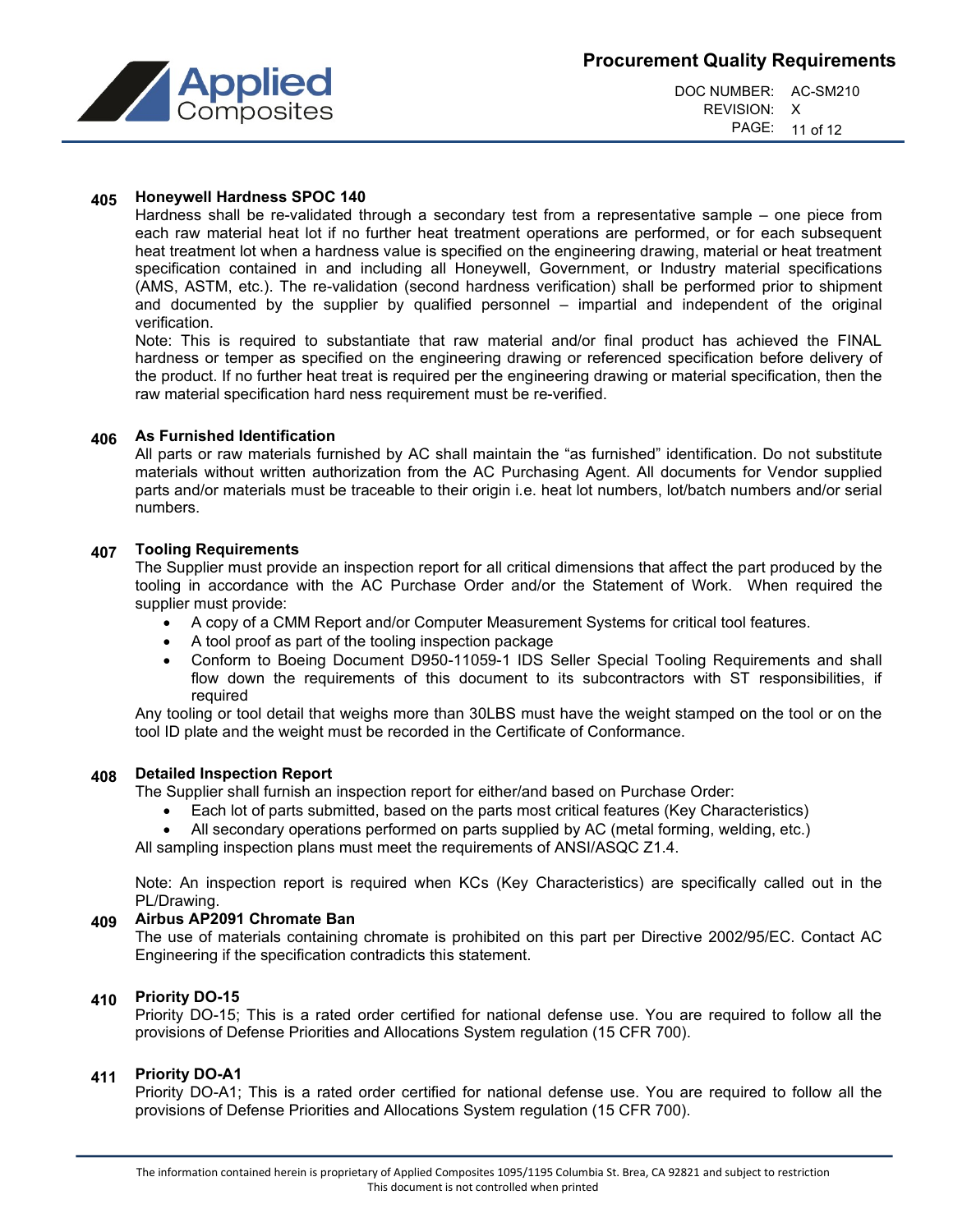### 405 Honeywell Hardness SPOC 140

Hardness shall be re-validated through a secondary test from a representative sample – one piece from each raw material heat lot if no further heat treatment operations are performed, or for each subsequent heat treatment lot when a hardness value is specified on the engineering drawing, material or heat treatment specification contained in and including all Honeywell, Government, or Industry material specifications (AMS, ASTM, etc.). The re-validation (second hardness verification) shall be performed prior to shipment and documented by the supplier by qualified personnel – impartial and independent of the original verification.

Note: This is required to substantiate that raw material and/or final product has achieved the FINAL hardness or temper as specified on the engineering drawing or referenced specification before delivery of the product. If no further heat treat is required per the engineering drawing or material specification, then the raw material specification hard ness requirement must be re-verified.

### 406 As Furnished Identification

All parts or raw materials furnished by AC shall maintain the "as furnished" identification. Do not substitute materials without written authorization from the AC Purchasing Agent. All documents for Vendor supplied parts and/or materials must be traceable to their origin i.e. heat lot numbers, lot/batch numbers and/or serial numbers.

### 407 Tooling Requirements

The Supplier must provide an inspection report for all critical dimensions that affect the part produced by the tooling in accordance with the AC Purchase Order and/or the Statement of Work. When required the supplier must provide:

- A copy of a CMM Report and/or Computer Measurement Systems for critical tool features.
- A tool proof as part of the tooling inspection package
- Conform to Boeing Document D950-11059-1 IDS Seller Special Tooling Requirements and shall flow down the requirements of this document to its subcontractors with ST responsibilities, if required

Any tooling or tool detail that weighs more than 30LBS must have the weight stamped on the tool or on the tool ID plate and the weight must be recorded in the Certificate of Conformance.

### 408 Detailed Inspection Report

The Supplier shall furnish an inspection report for either/and based on Purchase Order:

- Each lot of parts submitted, based on the parts most critical features (Key Characteristics)
- All secondary operations performed on parts supplied by AC (metal forming, welding, etc.)

All sampling inspection plans must meet the requirements of ANSI/ASQC Z1.4.

Note: An inspection report is required when KCs (Key Characteristics) are specifically called out in the PL/Drawing.

### 409 Airbus AP2091 Chromate Ban

The use of materials containing chromate is prohibited on this part per Directive 2002/95/EC. Contact AC Engineering if the specification contradicts this statement.

### 410 Priority DO-15

Priority DO-15; This is a rated order certified for national defense use. You are required to follow all the provisions of Defense Priorities and Allocations System regulation (15 CFR 700).

### 411 Priority DO-A1

Priority DO-A1; This is a rated order certified for national defense use. You are required to follow all the provisions of Defense Priorities and Allocations System regulation (15 CFR 700).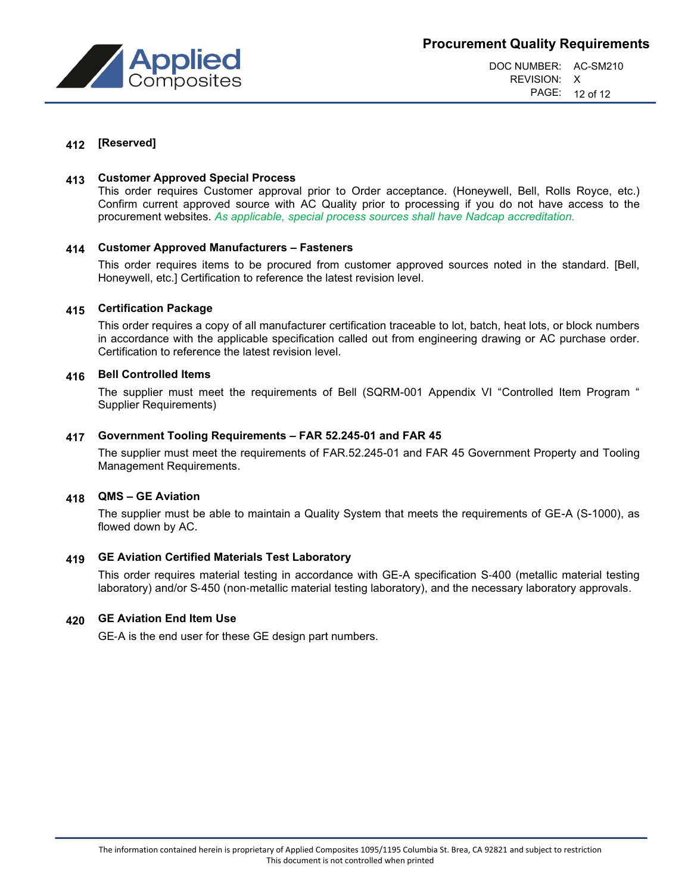### 412 [Reserved]

### 413 Customer Approved Special Process

This order requires Customer approval prior to Order acceptance. (Honeywell, Bell, Rolls Royce, etc.) Confirm current approved source with AC Quality prior to processing if you do not have access to the procurement websites. *As applicable, special process sources shall have Nadcap accreditation.*

### 414 Customer Approved Manufacturers – Fasteners

This order requires items to be procured from customer approved sources noted in the standard. [Bell, Honeywell, etc.] Certification to reference the latest revision level.

### 415 Certification Package

This order requires a copy of all manufacturer certification traceable to lot, batch, heat lots, or block numbers in accordance with the applicable specification called out from engineering drawing or AC purchase order. Certification to reference the latest revision level.

### 416 Bell Controlled Items

The supplier must meet the requirements of Bell (SQRM-001 Appendix VI "Controlled Item Program " Supplier Requirements)

### 417 Government Tooling Requirements – FAR 52.245-01 and FAR 45

The supplier must meet the requirements of FAR.52.245-01 and FAR 45 Government Property and Tooling Management Requirements.

### 418 QMS – GE Aviation

The supplier must be able to maintain a Quality System that meets the requirements of GE-A (S-1000), as flowed down by AC.

### 419 GE Aviation Certified Materials Test Laboratory

This order requires material testing in accordance with GE-A specification S-400 (metallic material testing laboratory) and/or S-450 (non-metallic material testing laboratory), and the necessary laboratory approvals.

### 420 GE Aviation End Item Use

GE-A is the end user for these GE design part numbers.